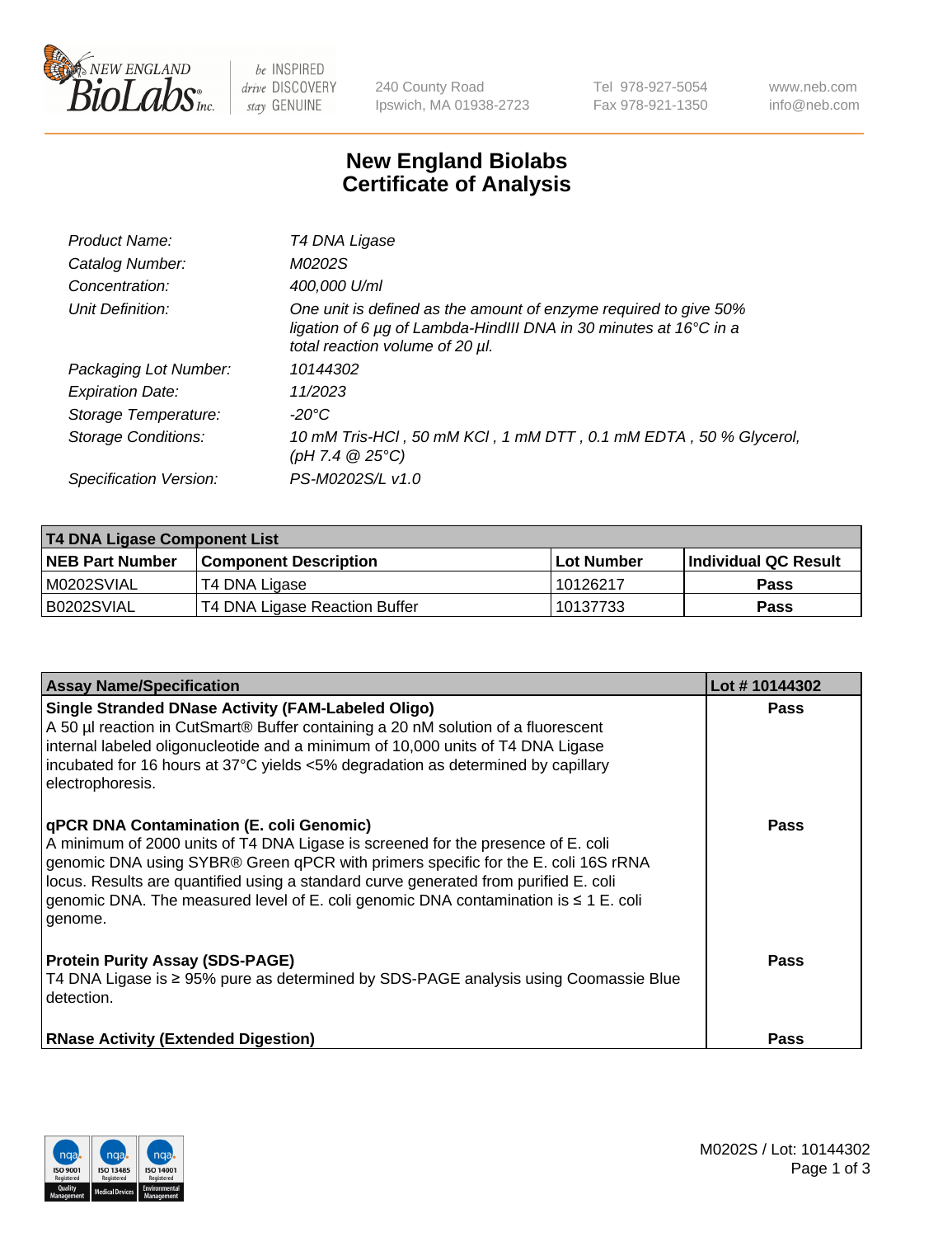# New England Biolabs Certificate of Analysis

| | |
|---|---|
| Product Name: | *T4 DNA Ligase* |
| Catalog Number: | *M0202S* |
| Concentration: | *400,000 U/ml* |
| Unit Definition: | *One unit is defined as the amount of enzyme required to give 50% ligation of 6 µg of Lambda-HindIII DNA in 30 minutes at 16°C in a total reaction volume of 20 µl.* |
| Packaging Lot Number: | *10144302* |
| Expiration Date: | *11/2023* |
| Storage Temperature: | *-20°C* |
| Storage Conditions: | *10 mM Tris-HCl , 50 mM KCl , 1 mM DTT , 0.1 mM EDTA , 50 % Glycerol, (pH 7.4 @ 25°C)* |
| Specification Version: | *PS-M0202S/L v1.0* |

| T4 DNA Ligase Component List | | | |
|---|---|---|---|
| **NEB Part Number** | **Component Description** | **Lot Number** | **Individual QC Result** |
| M0202SVIAL | T4 DNA Ligase | 10126217 | Pass |
| B0202SVIAL | T4 DNA Ligase Reaction Buffer | 10137733 | Pass |

| Assay Name/Specification | Lot # 10144302 |
|---|---|
| **Single Stranded DNase Activity (FAM-Labeled Oligo)**<br>A 50 µl reaction in CutSmart® Buffer containing a 20 nM solution of a fluorescent internal labeled oligonucleotide and a minimum of 10,000 units of T4 DNA Ligase incubated for 16 hours at 37°C yields <5% degradation as determined by capillary electrophoresis. | Pass |
| **qPCR DNA Contamination (E. coli Genomic)**<br>A minimum of 2000 units of T4 DNA Ligase is screened for the presence of E. coli genomic DNA using SYBR® Green qPCR with primers specific for the E. coli 16S rRNA locus. Results are quantified using a standard curve generated from purified E. coli genomic DNA. The measured level of E. coli genomic DNA contamination is ≤ 1 E. coli genome. | Pass |
| **Protein Purity Assay (SDS-PAGE)**<br>T4 DNA Ligase is ≥ 95% pure as determined by SDS-PAGE analysis using Coomassie Blue detection. | Pass |
| **RNase Activity (Extended Digestion)** | Pass |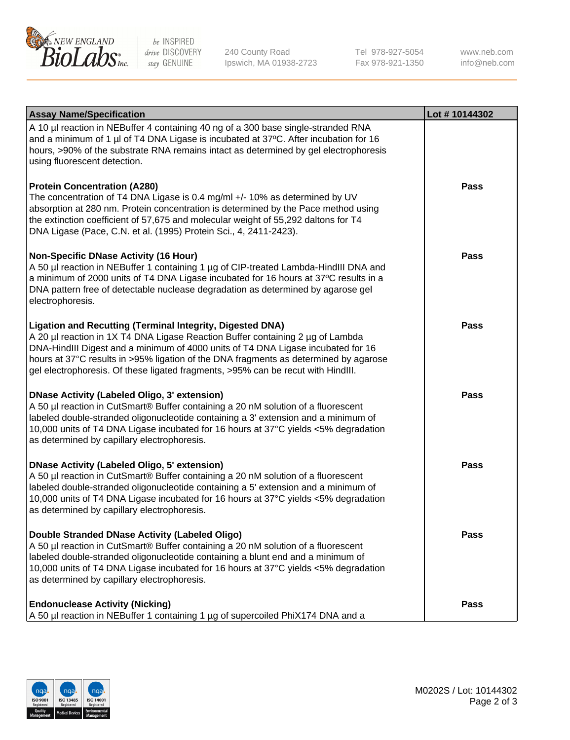| Assay Name/Specification | Lot # 10144302 |
|---|---|
| A 10 µl reaction in NEBuffer 4 containing 40 ng of a 300 base single-stranded RNA and a minimum of 1 µl of T4 DNA Ligase is incubated at 37ºC. After incubation for 16 hours, >90% of the substrate RNA remains intact as determined by gel electrophoresis using fluorescent detection. | |
| **Protein Concentration (A280)**<br>The concentration of T4 DNA Ligase is 0.4 mg/ml +/- 10% as determined by UV absorption at 280 nm. Protein concentration is determined by the Pace method using the extinction coefficient of 57,675 and molecular weight of 55,292 daltons for T4 DNA Ligase (Pace, C.N. et al. (1995) Protein Sci., 4, 2411-2423). | **Pass** |
| **Non-Specific DNase Activity (16 Hour)**<br>A 50 µl reaction in NEBuffer 1 containing 1 µg of CIP-treated Lambda-HindIII DNA and a minimum of 2000 units of T4 DNA Ligase incubated for 16 hours at 37ºC results in a DNA pattern free of detectable nuclease degradation as determined by agarose gel electrophoresis. | **Pass** |
| **Ligation and Recutting (Terminal Integrity, Digested DNA)**<br>A 20 µl reaction in 1X T4 DNA Ligase Reaction Buffer containing 2 µg of Lambda DNA-HindIII Digest and a minimum of 4000 units of T4 DNA Ligase incubated for 16 hours at 37°C results in >95% ligation of the DNA fragments as determined by agarose gel electrophoresis. Of these ligated fragments, >95% can be recut with HindIII. | **Pass** |
| **DNase Activity (Labeled Oligo, 3' extension)**<br>A 50 µl reaction in CutSmart® Buffer containing a 20 nM solution of a fluorescent labeled double-stranded oligonucleotide containing a 3' extension and a minimum of 10,000 units of T4 DNA Ligase incubated for 16 hours at 37°C yields <5% degradation as determined by capillary electrophoresis. | **Pass** |
| **DNase Activity (Labeled Oligo, 5' extension)**<br>A 50 µl reaction in CutSmart® Buffer containing a 20 nM solution of a fluorescent labeled double-stranded oligonucleotide containing a 5' extension and a minimum of 10,000 units of T4 DNA Ligase incubated for 16 hours at 37°C yields <5% degradation as determined by capillary electrophoresis. | **Pass** |
| **Double Stranded DNase Activity (Labeled Oligo)**<br>A 50 µl reaction in CutSmart® Buffer containing a 20 nM solution of a fluorescent labeled double-stranded oligonucleotide containing a blunt end and a minimum of 10,000 units of T4 DNA Ligase incubated for 16 hours at 37°C yields <5% degradation as determined by capillary electrophoresis. | **Pass** |
| **Endonuclease Activity (Nicking)**<br>A 50 µl reaction in NEBuffer 1 containing 1 µg of supercoiled PhiX174 DNA and a | **Pass** |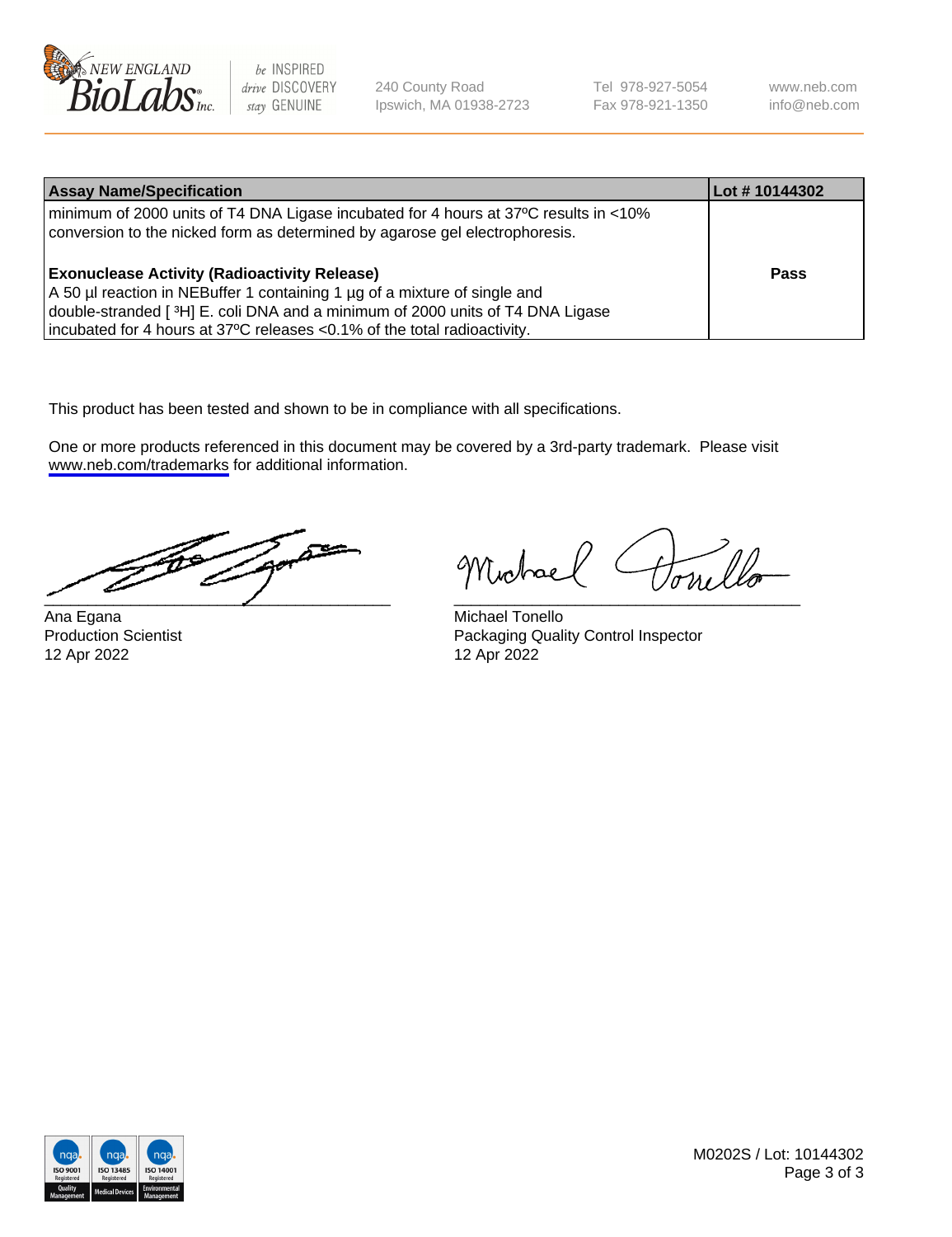| Assay Name/Specification | Lot # 10144302 |
| --- | --- |
| minimum of 2000 units of T4 DNA Ligase incubated for 4 hours at 37ºC results in <10% conversion to the nicked form as determined by agarose gel electrophoresis. | |
| **Exonuclease Activity (Radioactivity Release)**<br>A 50 µl reaction in NEBuffer 1 containing 1 µg of a mixture of single and double-stranded [ $^3$H] E. coli DNA and a minimum of 2000 units of T4 DNA Ligase incubated for 4 hours at 37ºC releases <0.1% of the total radioactivity. | **Pass** |

This product has been tested and shown to be in compliance with all specifications.

One or more products referenced in this document may be covered by a 3rd-party trademark. Please visit www.neb.com/trademarks for additional information.

Ana Egana
Production Scientist
12 Apr 2022

Michael Tonello
Packaging Quality Control Inspector
12 Apr 2022

M0202S / Lot: 10144302